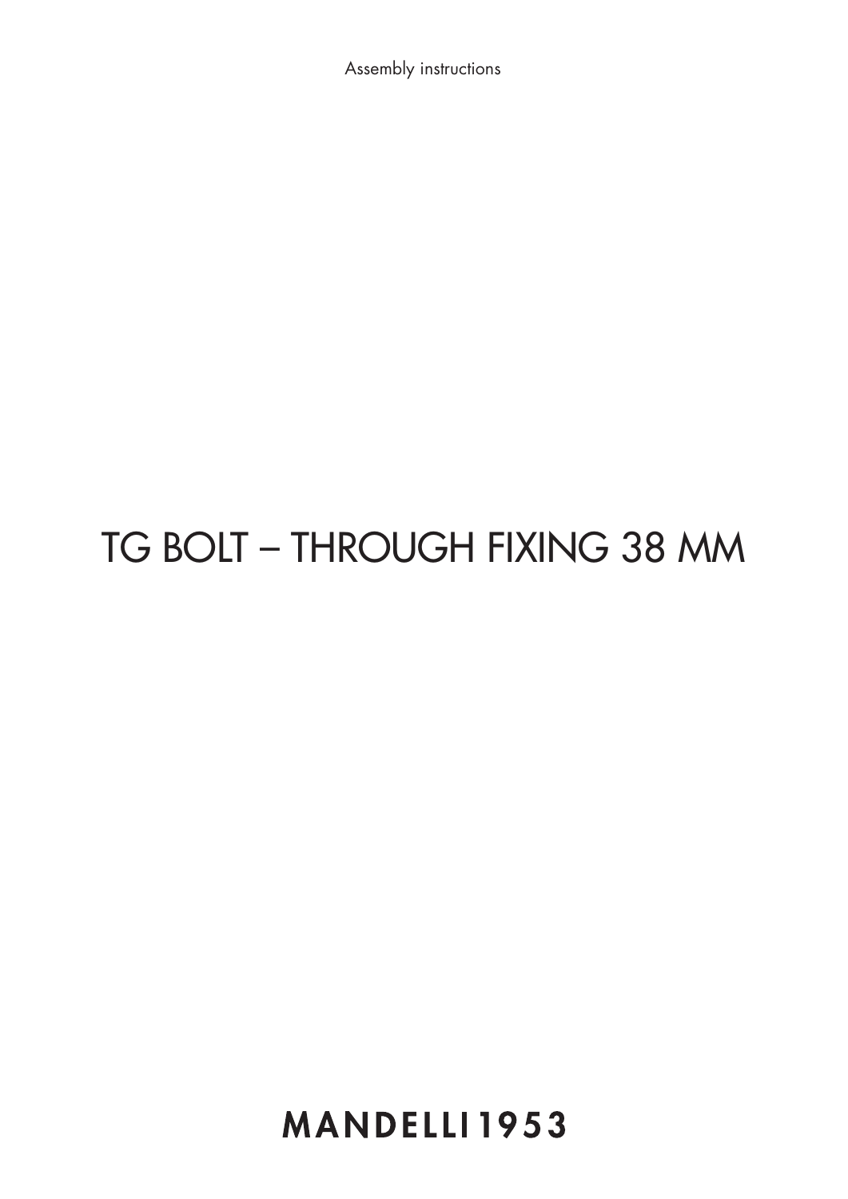Assembly instructions

# TG BOLT – THROUGH FIXING 38 MM

**MANDELLI1953**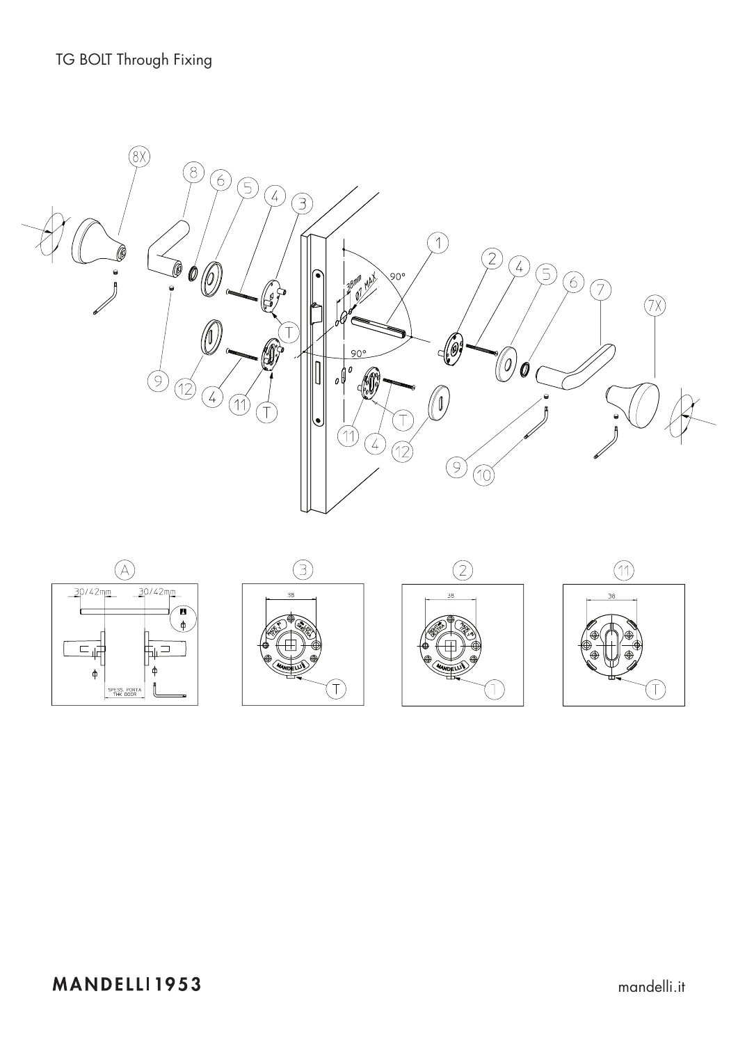TG BOLT Through Fixing

30/42mm 30/42mm

SPESS. PORTA
THK DOOR

38

MANDELLI1953

mandelli.it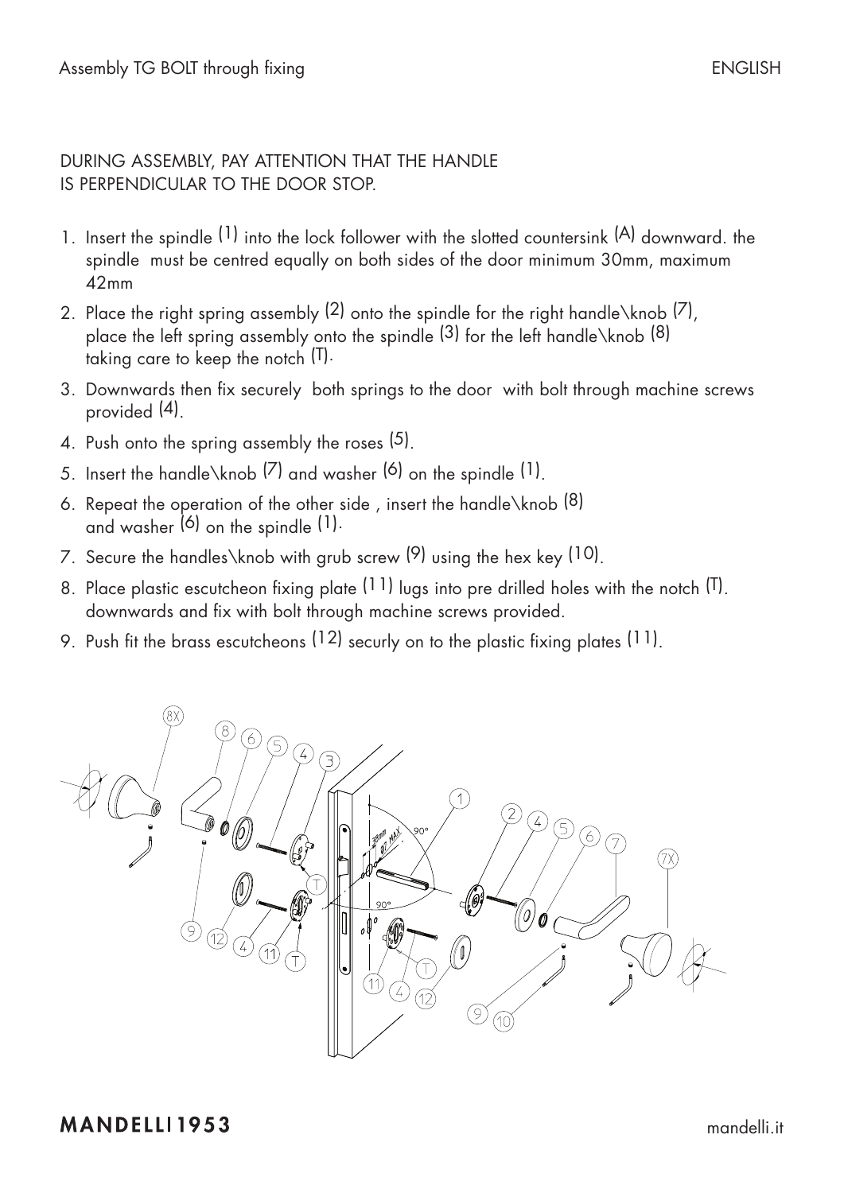Assembly TG BOLT through fixing ENGLISH

DURING ASSEMBLY, PAY ATTENTION THAT THE HANDLE IS PERPENDICULAR TO THE DOOR STOP.

1. Insert the spindle (1) into the lock follower with the slotted countersink (A) downward. the spindle must be centred equally on both sides of the door minimum 30mm, maximum 42mm
2. Place the right spring assembly (2) onto the spindle for the right handle\knob (7), place the left spring assembly onto the spindle (3) for the left handle\knob (8) taking care to keep the notch (T).
3. Downwards then fix securely both springs to the door with bolt through machine screws provided (4).
4. Push onto the spring assembly the roses (5).
5. Insert the handle\knob (7) and washer (6) on the spindle (1).
6. Repeat the operation of the other side , insert the handle\knob (8) and washer (6) on the spindle (1).
7. Secure the handles\knob with grub screw (9) using the hex key (10).
8. Place plastic escutcheon fixing plate (11) lugs into pre drilled holes with the notch (T). downwards and fix with bolt through machine screws provided.
9. Push fit the brass escutcheons (12) securly on to the plastic fixing plates (11).

8X 8 6 5 4 3 1 2 4 5 6 7 7X T 9 12 4 11 T 11 4 T 12 9 10 38mm 42 MAX 90° 90°

MANDELLI1953 mandelli.it